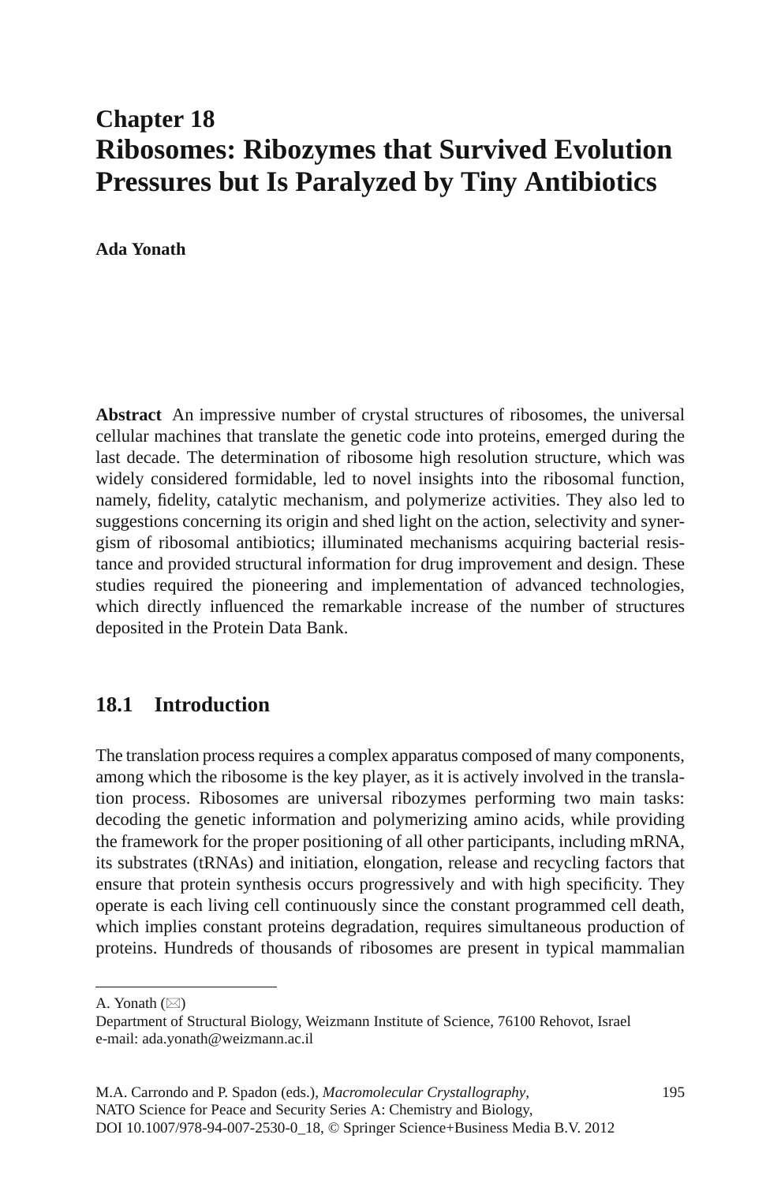# Chapter 18
# Ribosomes: Ribozymes that Survived Evolution Pressures but Is Paralyzed by Tiny Antibiotics

**Ada Yonath**

**Abstract** An impressive number of crystal structures of ribosomes, the universal cellular machines that translate the genetic code into proteins, emerged during the last decade. The determination of ribosome high resolution structure, which was widely considered formidable, led to novel insights into the ribosomal function, namely, fidelity, catalytic mechanism, and polymerize activities. They also led to suggestions concerning its origin and shed light on the action, selectivity and synergism of ribosomal antibiotics; illuminated mechanisms acquiring bacterial resistance and provided structural information for drug improvement and design. These studies required the pioneering and implementation of advanced technologies, which directly influenced the remarkable increase of the number of structures deposited in the Protein Data Bank.

## 18.1 Introduction

The translation process requires a complex apparatus composed of many components, among which the ribosome is the key player, as it is actively involved in the translation process. Ribosomes are universal ribozymes performing two main tasks: decoding the genetic information and polymerizing amino acids, while providing the framework for the proper positioning of all other participants, including mRNA, its substrates (tRNAs) and initiation, elongation, release and recycling factors that ensure that protein synthesis occurs progressively and with high specificity. They operate is each living cell continuously since the constant programmed cell death, which implies constant proteins degradation, requires simultaneous production of proteins. Hundreds of thousands of ribosomes are present in typical mammalian

---

A. Yonath (✉)
Department of Structural Biology, Weizmann Institute of Science, 76100 Rehovot, Israel
e-mail: ada.yonath@weizmann.ac.il

M.A. Carrondo and P. Spadon (eds.), *Macromolecular Crystallography*, NATO Science for Peace and Security Series A: Chemistry and Biology, DOI 10.1007/978-94-007-2530-0_18, © Springer Science+Business Media B.V. 2012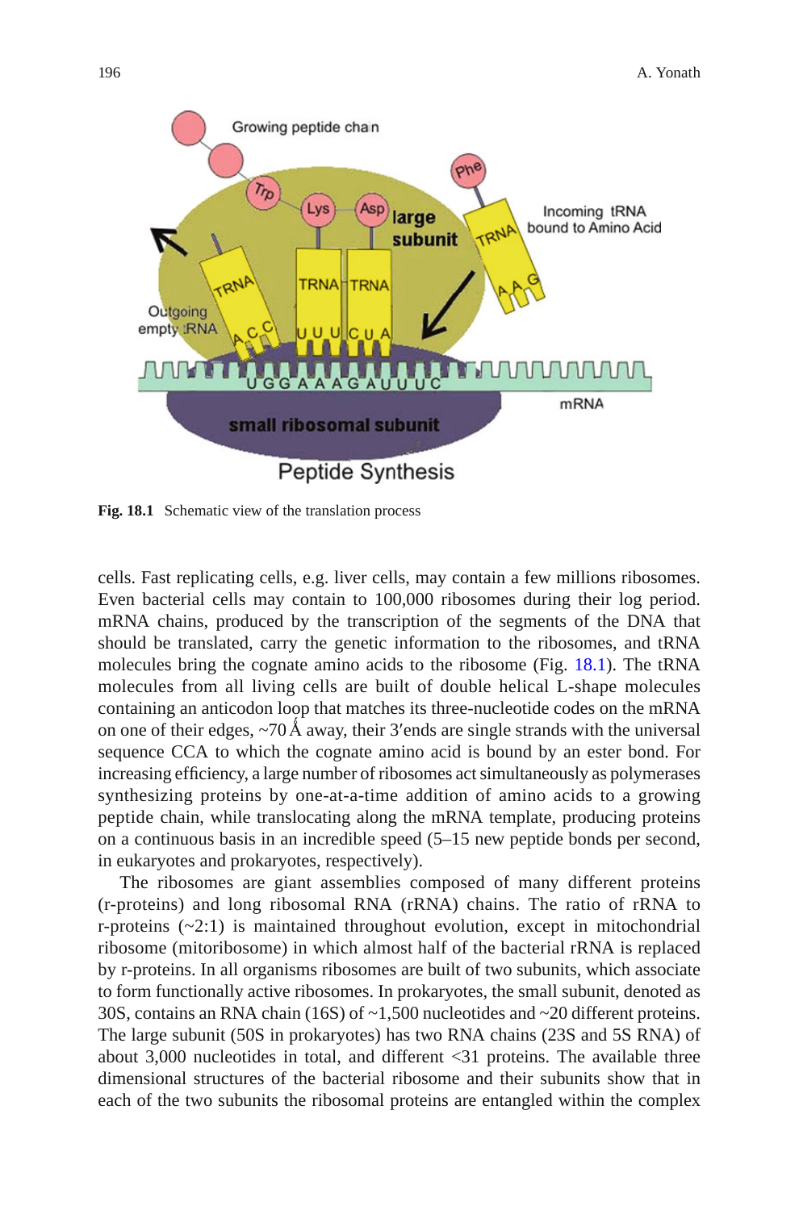Fig. 18.1 Schematic view of the translation process

cells. Fast replicating cells, e.g. liver cells, may contain a few millions ribosomes. Even bacterial cells may contain to 100,000 ribosomes during their log period. mRNA chains, produced by the transcription of the segments of the DNA that should be translated, carry the genetic information to the ribosomes, and tRNA molecules bring the cognate amino acids to the ribosome (Fig. 18.1). The tRNA molecules from all living cells are built of double helical L-shape molecules containing an anticodon loop that matches its three-nucleotide codes on the mRNA on one of their edges, ~70 Å away, their 3′ends are single strands with the universal sequence CCA to which the cognate amino acid is bound by an ester bond. For increasing efficiency, a large number of ribosomes act simultaneously as polymerases synthesizing proteins by one-at-a-time addition of amino acids to a growing peptide chain, while translocating along the mRNA template, producing proteins on a continuous basis in an incredible speed (5–15 new peptide bonds per second, in eukaryotes and prokaryotes, respectively).

The ribosomes are giant assemblies composed of many different proteins (r-proteins) and long ribosomal RNA (rRNA) chains. The ratio of rRNA to r-proteins (~2:1) is maintained throughout evolution, except in mitochondrial ribosome (mitoribosome) in which almost half of the bacterial rRNA is replaced by r-proteins. In all organisms ribosomes are built of two subunits, which associate to form functionally active ribosomes. In prokaryotes, the small subunit, denoted as 30S, contains an RNA chain (16S) of ~1,500 nucleotides and ~20 different proteins. The large subunit (50S in prokaryotes) has two RNA chains (23S and 5S RNA) of about 3,000 nucleotides in total, and different <31 proteins. The available three dimensional structures of the bacterial ribosome and their subunits show that in each of the two subunits the ribosomal proteins are entangled within the complex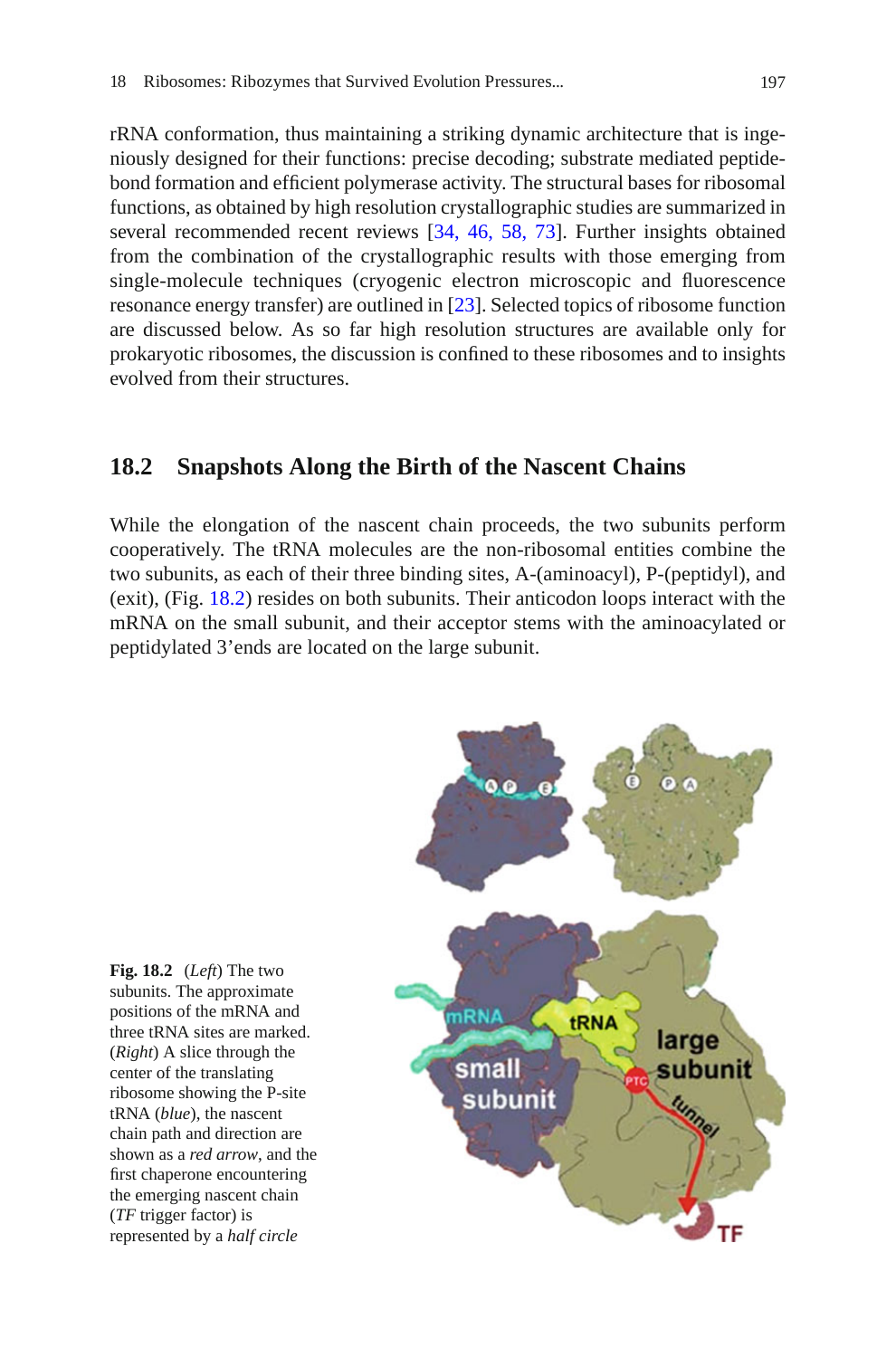rRNA conformation, thus maintaining a striking dynamic architecture that is ingeniously designed for their functions: precise decoding; substrate mediated peptide-bond formation and efficient polymerase activity. The structural bases for ribosomal functions, as obtained by high resolution crystallographic studies are summarized in several recommended recent reviews [34, 46, 58, 73]. Further insights obtained from the combination of the crystallographic results with those emerging from single-molecule techniques (cryogenic electron microscopic and fluorescence resonance energy transfer) are outlined in [23]. Selected topics of ribosome function are discussed below. As so far high resolution structures are available only for prokaryotic ribosomes, the discussion is confined to these ribosomes and to insights evolved from their structures.

## 18.2 Snapshots Along the Birth of the Nascent Chains

While the elongation of the nascent chain proceeds, the two subunits perform cooperatively. The tRNA molecules are the non-ribosomal entities combine the two subunits, as each of their three binding sites, A-(aminoacyl), P-(peptidyl), and (exit), (Fig. 18.2) resides on both subunits. Their anticodon loops interact with the mRNA on the small subunit, and their acceptor stems with the aminoacylated or peptidylated 3'ends are located on the large subunit.

**Fig. 18.2** (*Left*) The two subunits. The approximate positions of the mRNA and three tRNA sites are marked. (*Right*) A slice through the center of the translating ribosome showing the P-site tRNA (*blue*), the nascent chain path and direction are shown as a *red arrow*, and the first chaperone encountering the emerging nascent chain (*TF* trigger factor) is represented by a *half circle*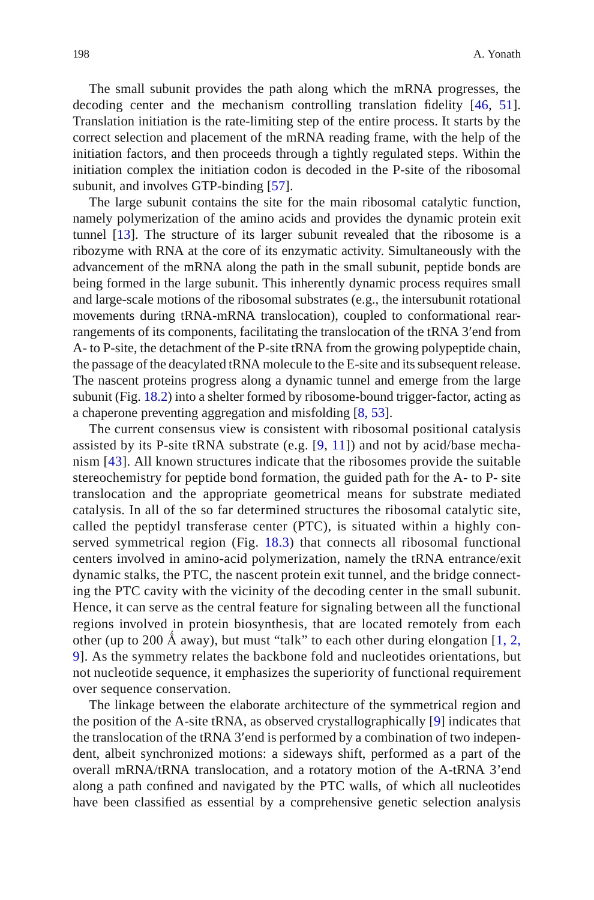The small subunit provides the path along which the mRNA progresses, the decoding center and the mechanism controlling translation fidelity [46, 51]. Translation initiation is the rate-limiting step of the entire process. It starts by the correct selection and placement of the mRNA reading frame, with the help of the initiation factors, and then proceeds through a tightly regulated steps. Within the initiation complex the initiation codon is decoded in the P-site of the ribosomal subunit, and involves GTP-binding [57].

The large subunit contains the site for the main ribosomal catalytic function, namely polymerization of the amino acids and provides the dynamic protein exit tunnel [13]. The structure of its larger subunit revealed that the ribosome is a ribozyme with RNA at the core of its enzymatic activity. Simultaneously with the advancement of the mRNA along the path in the small subunit, peptide bonds are being formed in the large subunit. This inherently dynamic process requires small and large-scale motions of the ribosomal substrates (e.g., the intersubunit rotational movements during tRNA-mRNA translocation), coupled to conformational rearrangements of its components, facilitating the translocation of the tRNA 3′end from A- to P-site, the detachment of the P-site tRNA from the growing polypeptide chain, the passage of the deacylated tRNA molecule to the E-site and its subsequent release. The nascent proteins progress along a dynamic tunnel and emerge from the large subunit (Fig. 18.2) into a shelter formed by ribosome-bound trigger-factor, acting as a chaperone preventing aggregation and misfolding [8, 53].

The current consensus view is consistent with ribosomal positional catalysis assisted by its P-site tRNA substrate (e.g. [9, 11]) and not by acid/base mechanism [43]. All known structures indicate that the ribosomes provide the suitable stereochemistry for peptide bond formation, the guided path for the A- to P- site translocation and the appropriate geometrical means for substrate mediated catalysis. In all of the so far determined structures the ribosomal catalytic site, called the peptidyl transferase center (PTC), is situated within a highly conserved symmetrical region (Fig. 18.3) that connects all ribosomal functional centers involved in amino-acid polymerization, namely the tRNA entrance/exit dynamic stalks, the PTC, the nascent protein exit tunnel, and the bridge connecting the PTC cavity with the vicinity of the decoding center in the small subunit. Hence, it can serve as the central feature for signaling between all the functional regions involved in protein biosynthesis, that are located remotely from each other (up to 200 Å away), but must "talk" to each other during elongation [1, 2, 9]. As the symmetry relates the backbone fold and nucleotides orientations, but not nucleotide sequence, it emphasizes the superiority of functional requirement over sequence conservation.

The linkage between the elaborate architecture of the symmetrical region and the position of the A-site tRNA, as observed crystallographically [9] indicates that the translocation of the tRNA 3′end is performed by a combination of two independent, albeit synchronized motions: a sideways shift, performed as a part of the overall mRNA/tRNA translocation, and a rotatory motion of the A-tRNA 3'end along a path confined and navigated by the PTC walls, of which all nucleotides have been classified as essential by a comprehensive genetic selection analysis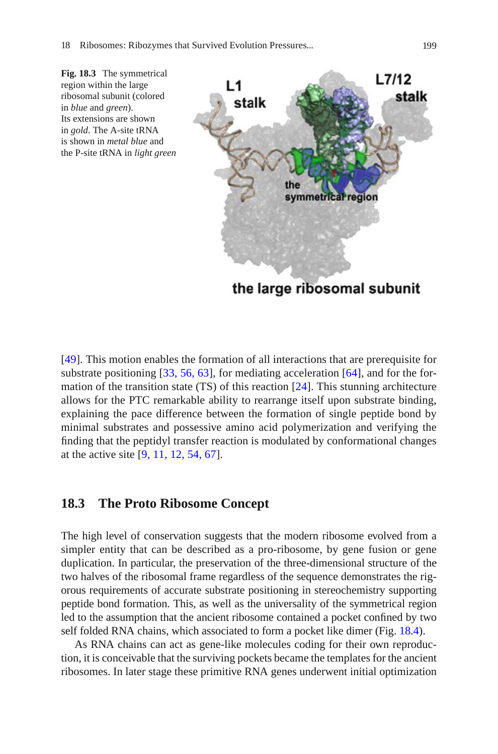**Fig. 18.3** The symmetrical region within the large ribosomal subunit (colored in *blue* and *green*). Its extensions are shown in *gold*. The A-site tRNA is shown in *metal blue* and the P-site tRNA in *light green*

[49]. This motion enables the formation of all interactions that are prerequisite for substrate positioning [33, 56, 63], for mediating acceleration [64], and for the formation of the transition state (TS) of this reaction [24]. This stunning architecture allows for the PTC remarkable ability to rearrange itself upon substrate binding, explaining the pace difference between the formation of single peptide bond by minimal substrates and possessive amino acid polymerization and verifying the finding that the peptidyl transfer reaction is modulated by conformational changes at the active site [9, 11, 12, 54, 67].

## 18.3 The Proto Ribosome Concept

The high level of conservation suggests that the modern ribosome evolved from a simpler entity that can be described as a pro-ribosome, by gene fusion or gene duplication. In particular, the preservation of the three-dimensional structure of the two halves of the ribosomal frame regardless of the sequence demonstrates the rigorous requirements of accurate substrate positioning in stereochemistry supporting peptide bond formation. This, as well as the universality of the symmetrical region led to the assumption that the ancient ribosome contained a pocket confined by two self folded RNA chains, which associated to form a pocket like dimer (Fig. 18.4).

As RNA chains can act as gene-like molecules coding for their own reproduction, it is conceivable that the surviving pockets became the templates for the ancient ribosomes. In later stage these primitive RNA genes underwent initial optimization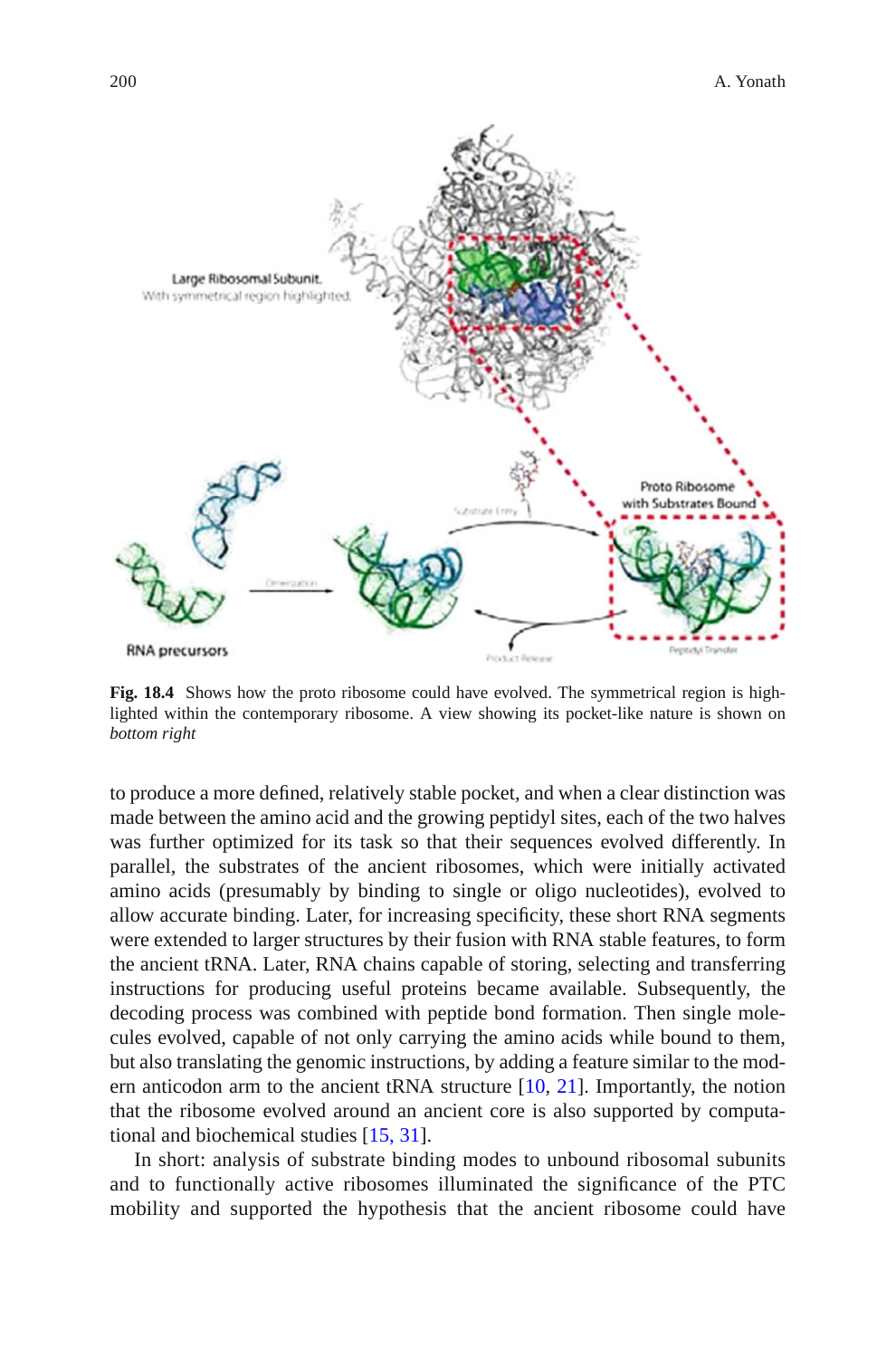**Fig. 18.4** Shows how the proto ribosome could have evolved. The symmetrical region is highlighted within the contemporary ribosome. A view showing its pocket-like nature is shown on *bottom right*

to produce a more defined, relatively stable pocket, and when a clear distinction was made between the amino acid and the growing peptidyl sites, each of the two halves was further optimized for its task so that their sequences evolved differently. In parallel, the substrates of the ancient ribosomes, which were initially activated amino acids (presumably by binding to single or oligo nucleotides), evolved to allow accurate binding. Later, for increasing specificity, these short RNA segments were extended to larger structures by their fusion with RNA stable features, to form the ancient tRNA. Later, RNA chains capable of storing, selecting and transferring instructions for producing useful proteins became available. Subsequently, the decoding process was combined with peptide bond formation. Then single molecules evolved, capable of not only carrying the amino acids while bound to them, but also translating the genomic instructions, by adding a feature similar to the modern anticodon arm to the ancient tRNA structure [10, 21]. Importantly, the notion that the ribosome evolved around an ancient core is also supported by computational and biochemical studies [15, 31].

In short: analysis of substrate binding modes to unbound ribosomal subunits and to functionally active ribosomes illuminated the significance of the PTC mobility and supported the hypothesis that the ancient ribosome could have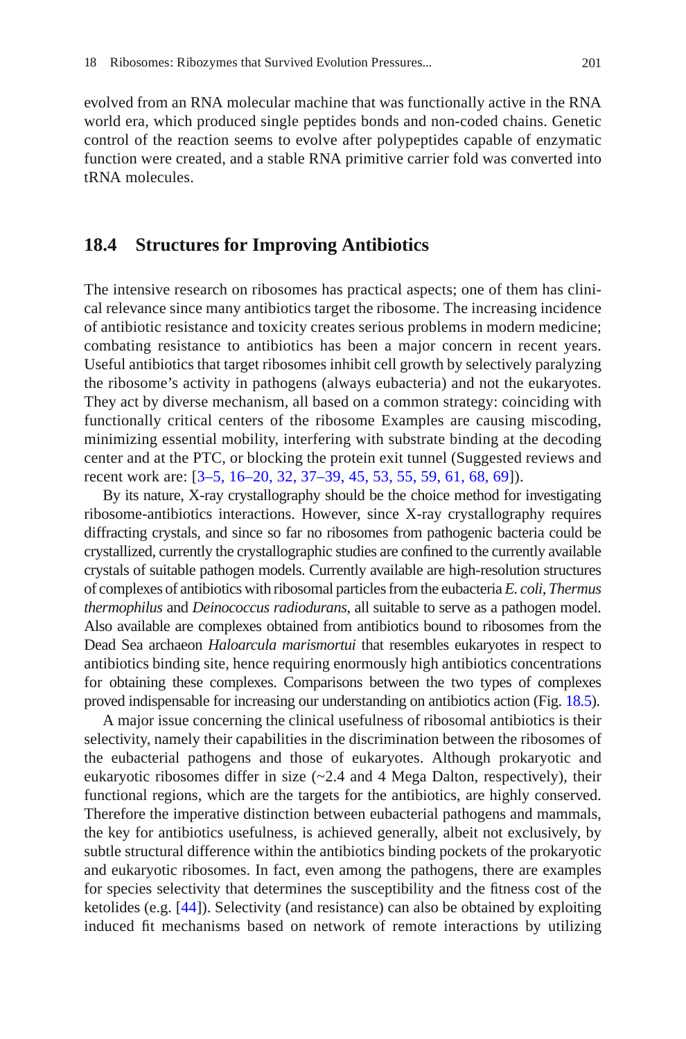evolved from an RNA molecular machine that was functionally active in the RNA world era, which produced single peptides bonds and non-coded chains. Genetic control of the reaction seems to evolve after polypeptides capable of enzymatic function were created, and a stable RNA primitive carrier fold was converted into tRNA molecules.

## 18.4 Structures for Improving Antibiotics

The intensive research on ribosomes has practical aspects; one of them has clinical relevance since many antibiotics target the ribosome. The increasing incidence of antibiotic resistance and toxicity creates serious problems in modern medicine; combating resistance to antibiotics has been a major concern in recent years. Useful antibiotics that target ribosomes inhibit cell growth by selectively paralyzing the ribosome's activity in pathogens (always eubacteria) and not the eukaryotes. They act by diverse mechanism, all based on a common strategy: coinciding with functionally critical centers of the ribosome Examples are causing miscoding, minimizing essential mobility, interfering with substrate binding at the decoding center and at the PTC, or blocking the protein exit tunnel (Suggested reviews and recent work are: [3–5, 16–20, 32, 37–39, 45, 53, 55, 59, 61, 68, 69]).

By its nature, X-ray crystallography should be the choice method for investigating ribosome-antibiotics interactions. However, since X-ray crystallography requires diffracting crystals, and since so far no ribosomes from pathogenic bacteria could be crystallized, currently the crystallographic studies are confined to the currently available crystals of suitable pathogen models. Currently available are high-resolution structures of complexes of antibiotics with ribosomal particles from the eubacteria *E. coli*, *Thermus thermophilus* and *Deinococcus radiodurans*, all suitable to serve as a pathogen model. Also available are complexes obtained from antibiotics bound to ribosomes from the Dead Sea archaeon *Haloarcula marismortui* that resembles eukaryotes in respect to antibiotics binding site, hence requiring enormously high antibiotics concentrations for obtaining these complexes. Comparisons between the two types of complexes proved indispensable for increasing our understanding on antibiotics action (Fig. 18.5).

A major issue concerning the clinical usefulness of ribosomal antibiotics is their selectivity, namely their capabilities in the discrimination between the ribosomes of the eubacterial pathogens and those of eukaryotes. Although prokaryotic and eukaryotic ribosomes differ in size (~2.4 and 4 Mega Dalton, respectively), their functional regions, which are the targets for the antibiotics, are highly conserved. Therefore the imperative distinction between eubacterial pathogens and mammals, the key for antibiotics usefulness, is achieved generally, albeit not exclusively, by subtle structural difference within the antibiotics binding pockets of the prokaryotic and eukaryotic ribosomes. In fact, even among the pathogens, there are examples for species selectivity that determines the susceptibility and the fitness cost of the ketolides (e.g. [44]). Selectivity (and resistance) can also be obtained by exploiting induced fit mechanisms based on network of remote interactions by utilizing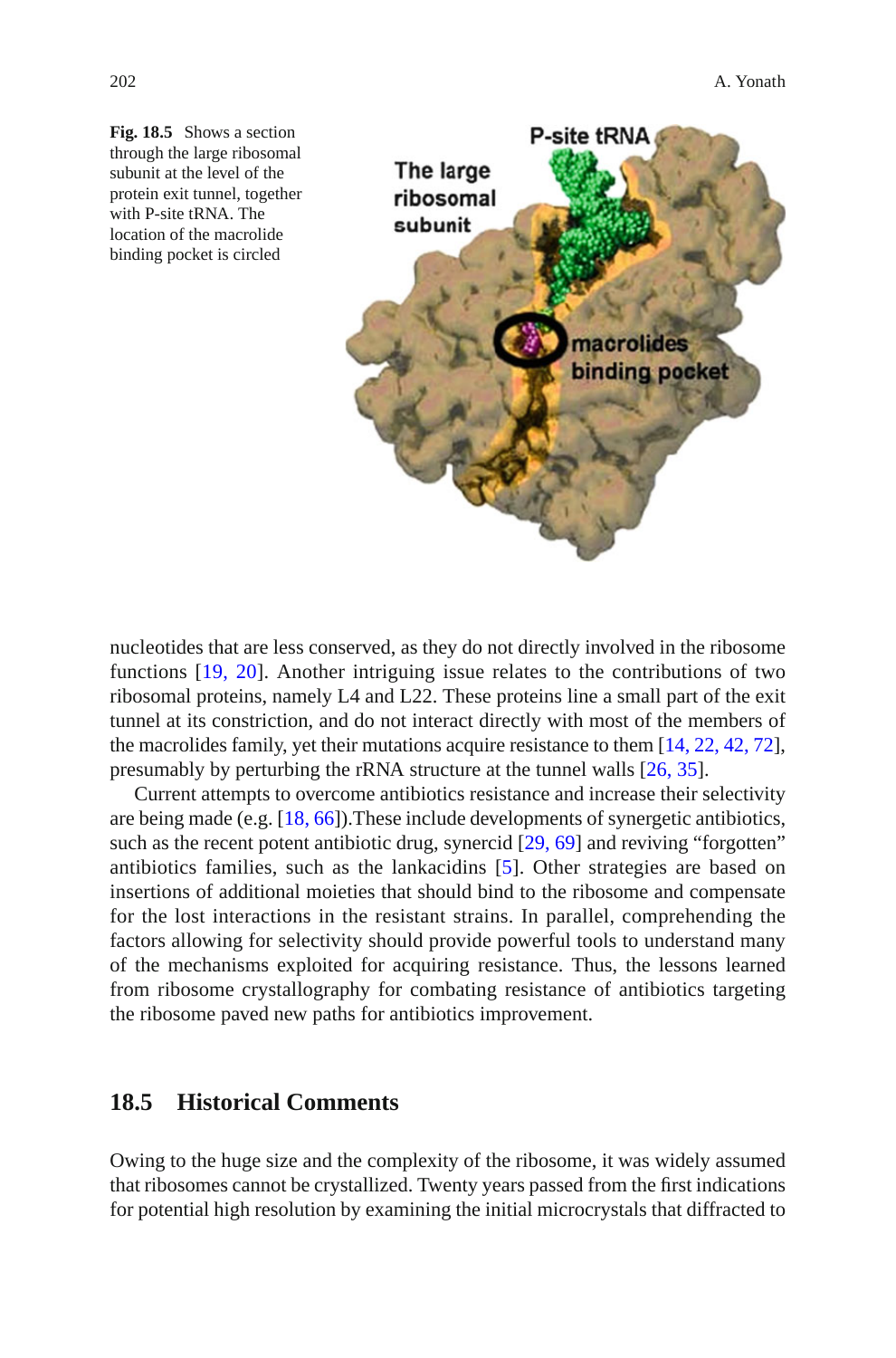**Fig. 18.5** Shows a section through the large ribosomal subunit at the level of the protein exit tunnel, together with P-site tRNA. The location of the macrolide binding pocket is circled

nucleotides that are less conserved, as they do not directly involved in the ribosome functions [19, 20]. Another intriguing issue relates to the contributions of two ribosomal proteins, namely L4 and L22. These proteins line a small part of the exit tunnel at its constriction, and do not interact directly with most of the members of the macrolides family, yet their mutations acquire resistance to them [14, 22, 42, 72], presumably by perturbing the rRNA structure at the tunnel walls [26, 35].

Current attempts to overcome antibiotics resistance and increase their selectivity are being made (e.g. [18, 66]).These include developments of synergetic antibiotics, such as the recent potent antibiotic drug, synercid [29, 69] and reviving "forgotten" antibiotics families, such as the lankacidins [5]. Other strategies are based on insertions of additional moieties that should bind to the ribosome and compensate for the lost interactions in the resistant strains. In parallel, comprehending the factors allowing for selectivity should provide powerful tools to understand many of the mechanisms exploited for acquiring resistance. Thus, the lessons learned from ribosome crystallography for combating resistance of antibiotics targeting the ribosome paved new paths for antibiotics improvement.

## 18.5 Historical Comments

Owing to the huge size and the complexity of the ribosome, it was widely assumed that ribosomes cannot be crystallized. Twenty years passed from the first indications for potential high resolution by examining the initial microcrystals that diffracted to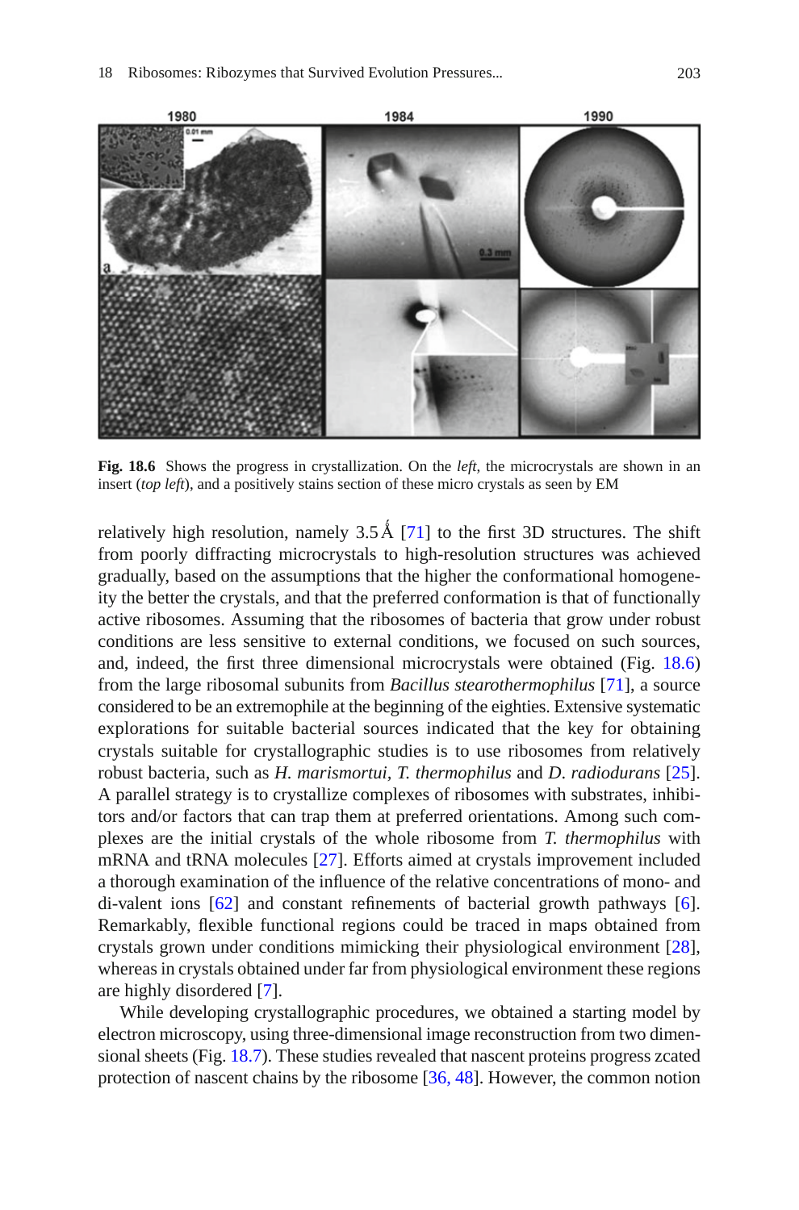**Fig. 18.6** Shows the progress in crystallization. On the *left,* the microcrystals are shown in an insert (*top left*), and a positively stains section of these micro crystals as seen by EM

relatively high resolution, namely 3.5 Å [71] to the first 3D structures. The shift from poorly diffracting microcrystals to high-resolution structures was achieved gradually, based on the assumptions that the higher the conformational homogeneity the better the crystals, and that the preferred conformation is that of functionally active ribosomes. Assuming that the ribosomes of bacteria that grow under robust conditions are less sensitive to external conditions, we focused on such sources, and, indeed, the first three dimensional microcrystals were obtained (Fig. 18.6) from the large ribosomal subunits from *Bacillus stearothermophilus* [71], a source considered to be an extremophile at the beginning of the eighties. Extensive systematic explorations for suitable bacterial sources indicated that the key for obtaining crystals suitable for crystallographic studies is to use ribosomes from relatively robust bacteria, such as *H. marismortui*, *T. thermophilus* and *D. radiodurans* [25]. A parallel strategy is to crystallize complexes of ribosomes with substrates, inhibitors and/or factors that can trap them at preferred orientations. Among such complexes are the initial crystals of the whole ribosome from *T. thermophilus* with mRNA and tRNA molecules [27]. Efforts aimed at crystals improvement included a thorough examination of the influence of the relative concentrations of mono- and di-valent ions [62] and constant refinements of bacterial growth pathways [6]. Remarkably, flexible functional regions could be traced in maps obtained from crystals grown under conditions mimicking their physiological environment [28], whereas in crystals obtained under far from physiological environment these regions are highly disordered [7].

While developing crystallographic procedures, we obtained a starting model by electron microscopy, using three-dimensional image reconstruction from two dimensional sheets (Fig. 18.7). These studies revealed that nascent proteins progress zcated protection of nascent chains by the ribosome [36, 48]. However, the common notion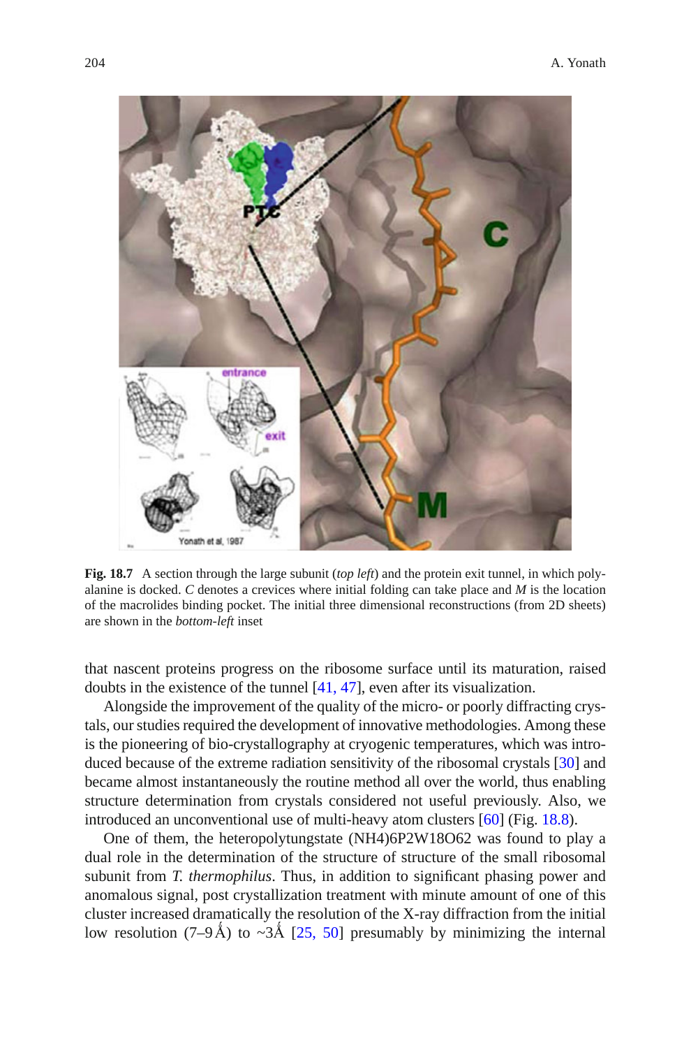**Fig. 18.7** A section through the large subunit (*top left*) and the protein exit tunnel, in which poly-alanine is docked. *C* denotes a crevices where initial folding can take place and *M* is the location of the macrolides binding pocket. The initial three dimensional reconstructions (from 2D sheets) are shown in the *bottom-left* inset

that nascent proteins progress on the ribosome surface until its maturation, raised doubts in the existence of the tunnel [41, 47], even after its visualization.

Alongside the improvement of the quality of the micro- or poorly diffracting crystals, our studies required the development of innovative methodologies. Among these is the pioneering of bio-crystallography at cryogenic temperatures, which was introduced because of the extreme radiation sensitivity of the ribosomal crystals [30] and became almost instantaneously the routine method all over the world, thus enabling structure determination from crystals considered not useful previously. Also, we introduced an unconventional use of multi-heavy atom clusters [60] (Fig. 18.8).

One of them, the heteropolytungstate $(NH4)6P2W18O62$ was found to play a dual role in the determination of the structure of structure of the small ribosomal subunit from *T. thermophilus*. Thus, in addition to significant phasing power and anomalous signal, post crystallization treatment with minute amount of one of this cluster increased dramatically the resolution of the X-ray diffraction from the initial low resolution (7–9 Å) to ~3Å [25, 50] presumably by minimizing the internal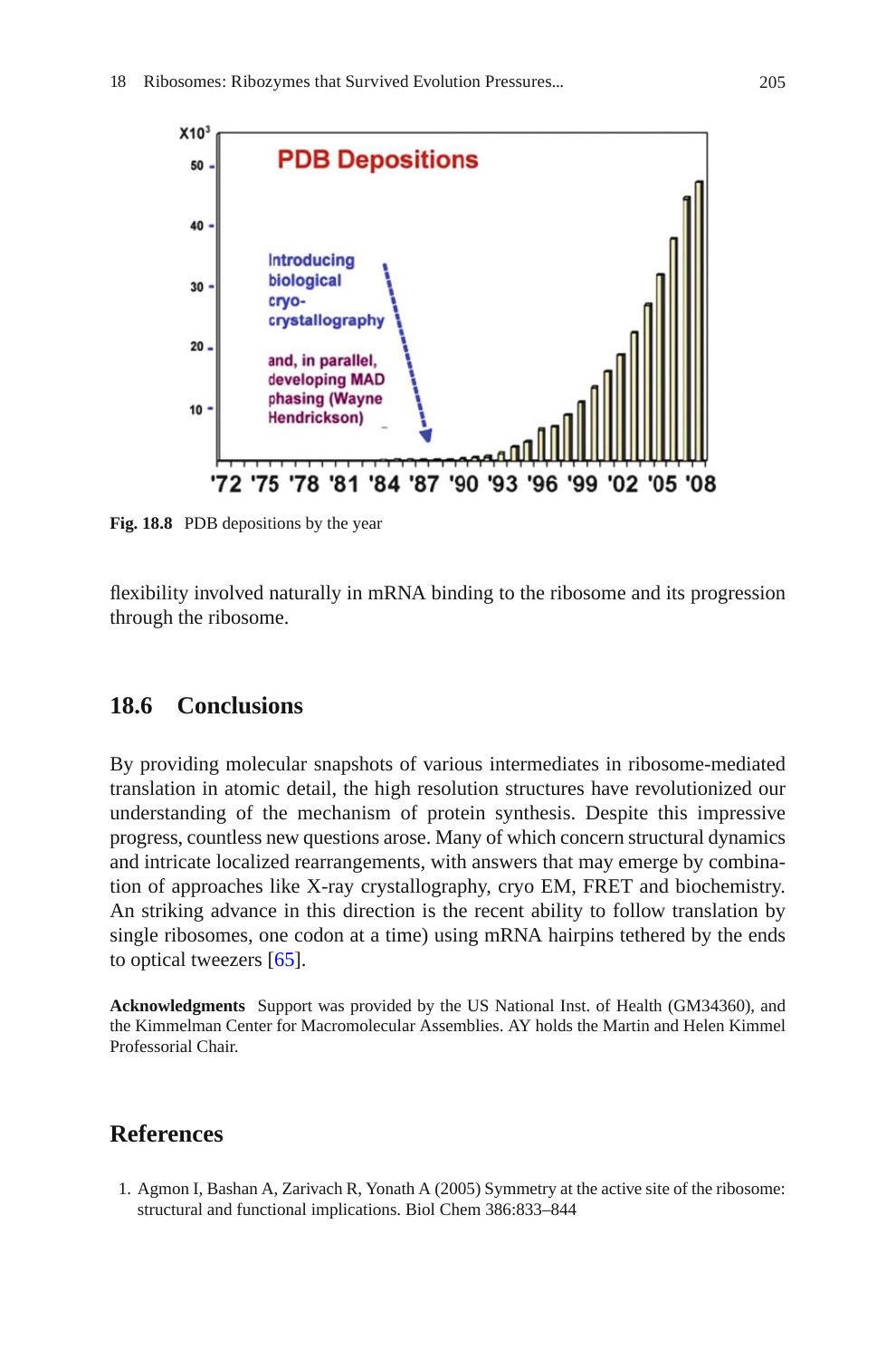Fig. 18.8 PDB depositions by the year

flexibility involved naturally in mRNA binding to the ribosome and its progression through the ribosome.

## 18.6 Conclusions

By providing molecular snapshots of various intermediates in ribosome-mediated translation in atomic detail, the high resolution structures have revolutionized our understanding of the mechanism of protein synthesis. Despite this impressive progress, countless new questions arose. Many of which concern structural dynamics and intricate localized rearrangements, with answers that may emerge by combination of approaches like X-ray crystallography, cryo EM, FRET and biochemistry. An striking advance in this direction is the recent ability to follow translation by single ribosomes, one codon at a time) using mRNA hairpins tethered by the ends to optical tweezers [65].

**Acknowledgments** Support was provided by the US National Inst. of Health (GM34360), and the Kimmelman Center for Macromolecular Assemblies. AY holds the Martin and Helen Kimmel Professorial Chair.

## References

1. Agmon I, Bashan A, Zarivach R, Yonath A (2005) Symmetry at the active site of the ribosome: structural and functional implications. Biol Chem 386:833–844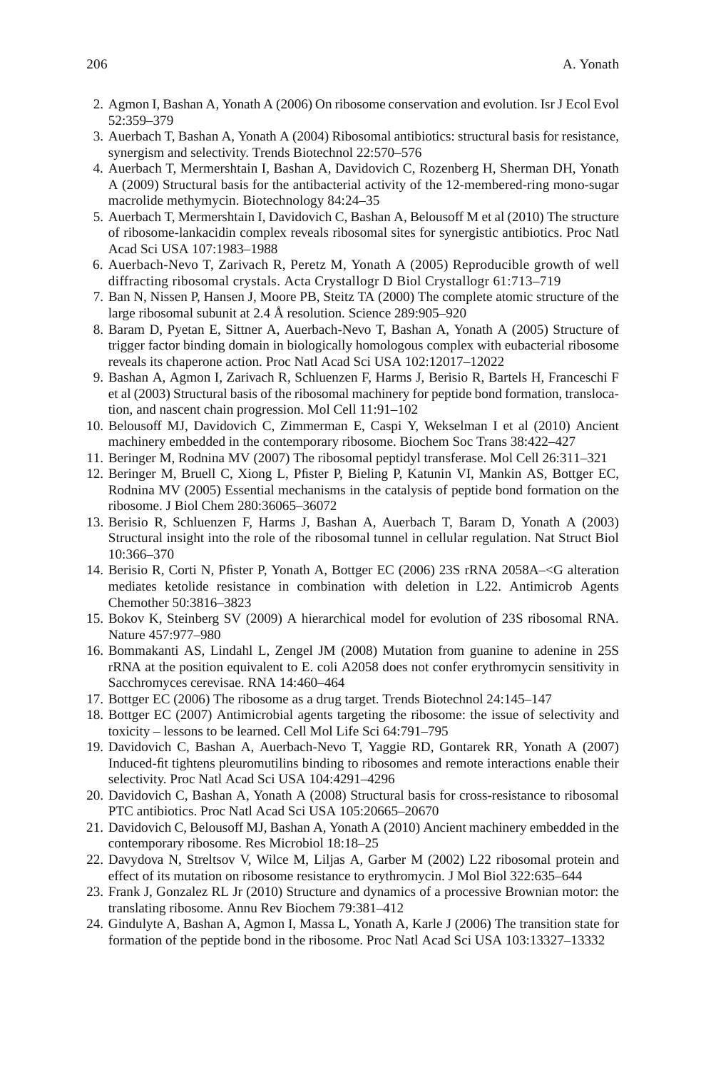2. Agmon I, Bashan A, Yonath A (2006) On ribosome conservation and evolution. Isr J Ecol Evol 52:359–379
3. Auerbach T, Bashan A, Yonath A (2004) Ribosomal antibiotics: structural basis for resistance, synergism and selectivity. Trends Biotechnol 22:570–576
4. Auerbach T, Mermershtain I, Bashan A, Davidovich C, Rozenberg H, Sherman DH, Yonath A (2009) Structural basis for the antibacterial activity of the 12-membered-ring mono-sugar macrolide methymycin. Biotechnology 84:24–35
5. Auerbach T, Mermershtain I, Davidovich C, Bashan A, Belousoff M et al (2010) The structure of ribosome-lankacidin complex reveals ribosomal sites for synergistic antibiotics. Proc Natl Acad Sci USA 107:1983–1988
6. Auerbach-Nevo T, Zarivach R, Peretz M, Yonath A (2005) Reproducible growth of well diffracting ribosomal crystals. Acta Crystallogr D Biol Crystallogr 61:713–719
7. Ban N, Nissen P, Hansen J, Moore PB, Steitz TA (2000) The complete atomic structure of the large ribosomal subunit at 2.4 Å resolution. Science 289:905–920
8. Baram D, Pyetan E, Sittner A, Auerbach-Nevo T, Bashan A, Yonath A (2005) Structure of trigger factor binding domain in biologically homologous complex with eubacterial ribosome reveals its chaperone action. Proc Natl Acad Sci USA 102:12017–12022
9. Bashan A, Agmon I, Zarivach R, Schluenzen F, Harms J, Berisio R, Bartels H, Franceschi F et al (2003) Structural basis of the ribosomal machinery for peptide bond formation, translocation, and nascent chain progression. Mol Cell 11:91–102
10. Belousoff MJ, Davidovich C, Zimmerman E, Caspi Y, Wekselman I et al (2010) Ancient machinery embedded in the contemporary ribosome. Biochem Soc Trans 38:422–427
11. Beringer M, Rodnina MV (2007) The ribosomal peptidyl transferase. Mol Cell 26:311–321
12. Beringer M, Bruell C, Xiong L, Pfister P, Bieling P, Katunin VI, Mankin AS, Bottger EC, Rodnina MV (2005) Essential mechanisms in the catalysis of peptide bond formation on the ribosome. J Biol Chem 280:36065–36072
13. Berisio R, Schluenzen F, Harms J, Bashan A, Auerbach T, Baram D, Yonath A (2003) Structural insight into the role of the ribosomal tunnel in cellular regulation. Nat Struct Biol 10:366–370
14. Berisio R, Corti N, Pfister P, Yonath A, Bottger EC (2006) 23S rRNA 2058A–<G alteration mediates ketolide resistance in combination with deletion in L22. Antimicrob Agents Chemother 50:3816–3823
15. Bokov K, Steinberg SV (2009) A hierarchical model for evolution of 23S ribosomal RNA. Nature 457:977–980
16. Bommakanti AS, Lindahl L, Zengel JM (2008) Mutation from guanine to adenine in 25S rRNA at the position equivalent to E. coli A2058 does not confer erythromycin sensitivity in Sacchromyces cerevisae. RNA 14:460–464
17. Bottger EC (2006) The ribosome as a drug target. Trends Biotechnol 24:145–147
18. Bottger EC (2007) Antimicrobial agents targeting the ribosome: the issue of selectivity and toxicity – lessons to be learned. Cell Mol Life Sci 64:791–795
19. Davidovich C, Bashan A, Auerbach-Nevo T, Yaggie RD, Gontarek RR, Yonath A (2007) Induced-fit tightens pleuromutilins binding to ribosomes and remote interactions enable their selectivity. Proc Natl Acad Sci USA 104:4291–4296
20. Davidovich C, Bashan A, Yonath A (2008) Structural basis for cross-resistance to ribosomal PTC antibiotics. Proc Natl Acad Sci USA 105:20665–20670
21. Davidovich C, Belousoff MJ, Bashan A, Yonath A (2010) Ancient machinery embedded in the contemporary ribosome. Res Microbiol 18:18–25
22. Davydova N, Streltsov V, Wilce M, Liljas A, Garber M (2002) L22 ribosomal protein and effect of its mutation on ribosome resistance to erythromycin. J Mol Biol 322:635–644
23. Frank J, Gonzalez RL Jr (2010) Structure and dynamics of a processive Brownian motor: the translating ribosome. Annu Rev Biochem 79:381–412
24. Gindulyte A, Bashan A, Agmon I, Massa L, Yonath A, Karle J (2006) The transition state for formation of the peptide bond in the ribosome. Proc Natl Acad Sci USA 103:13327–13332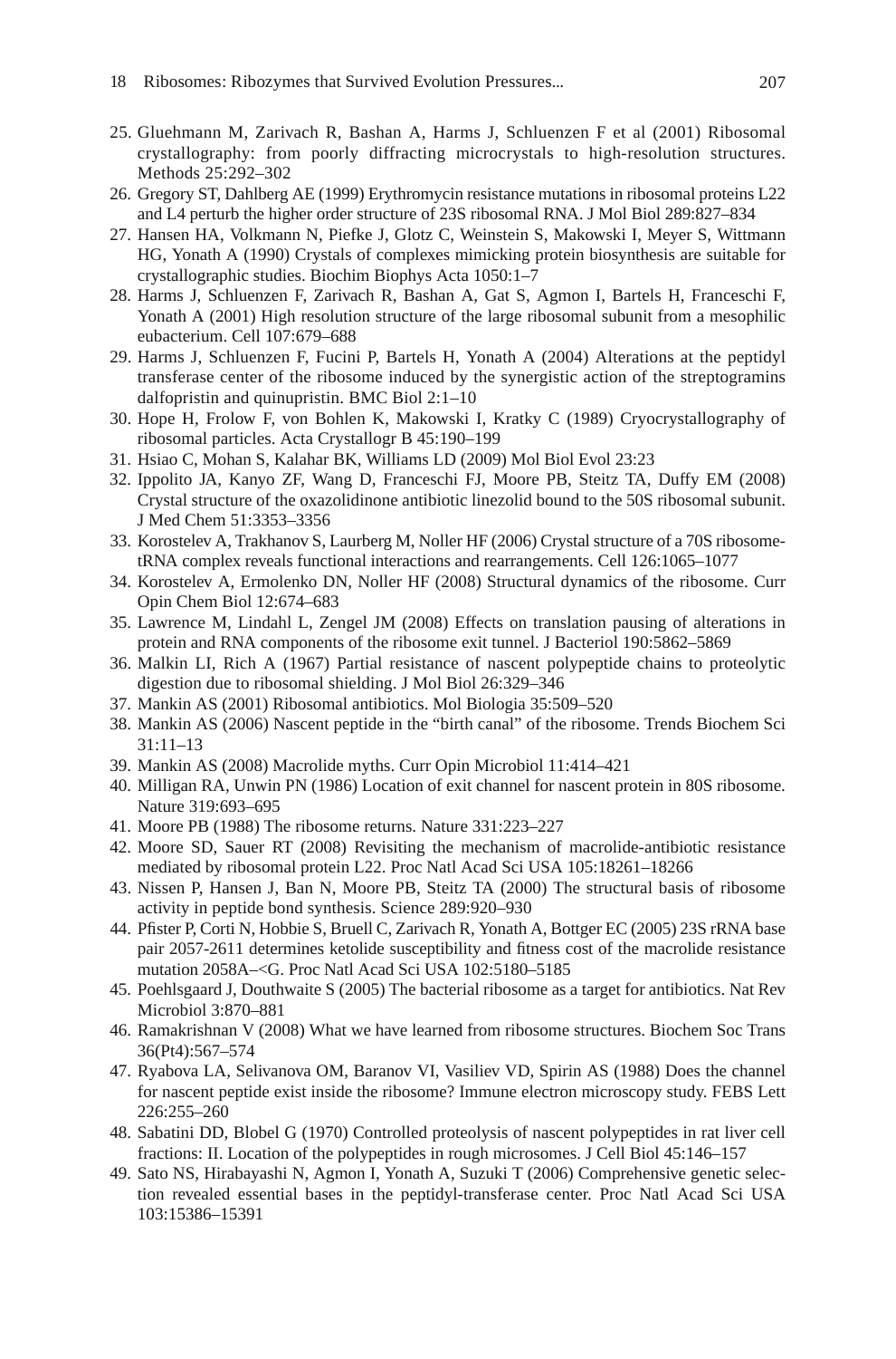25. Gluehmann M, Zarivach R, Bashan A, Harms J, Schluenzen F et al (2001) Ribosomal crystallography: from poorly diffracting microcrystals to high-resolution structures. Methods 25:292–302
26. Gregory ST, Dahlberg AE (1999) Erythromycin resistance mutations in ribosomal proteins L22 and L4 perturb the higher order structure of 23S ribosomal RNA. J Mol Biol 289:827–834
27. Hansen HA, Volkmann N, Piefke J, Glotz C, Weinstein S, Makowski I, Meyer S, Wittmann HG, Yonath A (1990) Crystals of complexes mimicking protein biosynthesis are suitable for crystallographic studies. Biochim Biophys Acta 1050:1–7
28. Harms J, Schluenzen F, Zarivach R, Bashan A, Gat S, Agmon I, Bartels H, Franceschi F, Yonath A (2001) High resolution structure of the large ribosomal subunit from a mesophilic eubacterium. Cell 107:679–688
29. Harms J, Schluenzen F, Fucini P, Bartels H, Yonath A (2004) Alterations at the peptidyl transferase center of the ribosome induced by the synergistic action of the streptogramins dalfopristin and quinupristin. BMC Biol 2:1–10
30. Hope H, Frolow F, von Bohlen K, Makowski I, Kratky C (1989) Cryocrystallography of ribosomal particles. Acta Crystallogr B 45:190–199
31. Hsiao C, Mohan S, Kalahar BK, Williams LD (2009) Mol Biol Evol 23:23
32. Ippolito JA, Kanyo ZF, Wang D, Franceschi FJ, Moore PB, Steitz TA, Duffy EM (2008) Crystal structure of the oxazolidinone antibiotic linezolid bound to the 50S ribosomal subunit. J Med Chem 51:3353–3356
33. Korostelev A, Trakhanov S, Laurberg M, Noller HF (2006) Crystal structure of a 70S ribosome-tRNA complex reveals functional interactions and rearrangements. Cell 126:1065–1077
34. Korostelev A, Ermolenko DN, Noller HF (2008) Structural dynamics of the ribosome. Curr Opin Chem Biol 12:674–683
35. Lawrence M, Lindahl L, Zengel JM (2008) Effects on translation pausing of alterations in protein and RNA components of the ribosome exit tunnel. J Bacteriol 190:5862–5869
36. Malkin LI, Rich A (1967) Partial resistance of nascent polypeptide chains to proteolytic digestion due to ribosomal shielding. J Mol Biol 26:329–346
37. Mankin AS (2001) Ribosomal antibiotics. Mol Biologia 35:509–520
38. Mankin AS (2006) Nascent peptide in the "birth canal" of the ribosome. Trends Biochem Sci 31:11–13
39. Mankin AS (2008) Macrolide myths. Curr Opin Microbiol 11:414–421
40. Milligan RA, Unwin PN (1986) Location of exit channel for nascent protein in 80S ribosome. Nature 319:693–695
41. Moore PB (1988) The ribosome returns. Nature 331:223–227
42. Moore SD, Sauer RT (2008) Revisiting the mechanism of macrolide-antibiotic resistance mediated by ribosomal protein L22. Proc Natl Acad Sci USA 105:18261–18266
43. Nissen P, Hansen J, Ban N, Moore PB, Steitz TA (2000) The structural basis of ribosome activity in peptide bond synthesis. Science 289:920–930
44. Pfister P, Corti N, Hobbie S, Bruell C, Zarivach R, Yonath A, Bottger EC (2005) 23S rRNA base pair 2057-2611 determines ketolide susceptibility and fitness cost of the macrolide resistance mutation 2058A–<G. Proc Natl Acad Sci USA 102:5180–5185
45. Poehlsgaard J, Douthwaite S (2005) The bacterial ribosome as a target for antibiotics. Nat Rev Microbiol 3:870–881
46. Ramakrishnan V (2008) What we have learned from ribosome structures. Biochem Soc Trans 36(Pt4):567–574
47. Ryabova LA, Selivanova OM, Baranov VI, Vasiliev VD, Spirin AS (1988) Does the channel for nascent peptide exist inside the ribosome? Immune electron microscopy study. FEBS Lett 226:255–260
48. Sabatini DD, Blobel G (1970) Controlled proteolysis of nascent polypeptides in rat liver cell fractions: II. Location of the polypeptides in rough microsomes. J Cell Biol 45:146–157
49. Sato NS, Hirabayashi N, Agmon I, Yonath A, Suzuki T (2006) Comprehensive genetic selection revealed essential bases in the peptidyl-transferase center. Proc Natl Acad Sci USA 103:15386–15391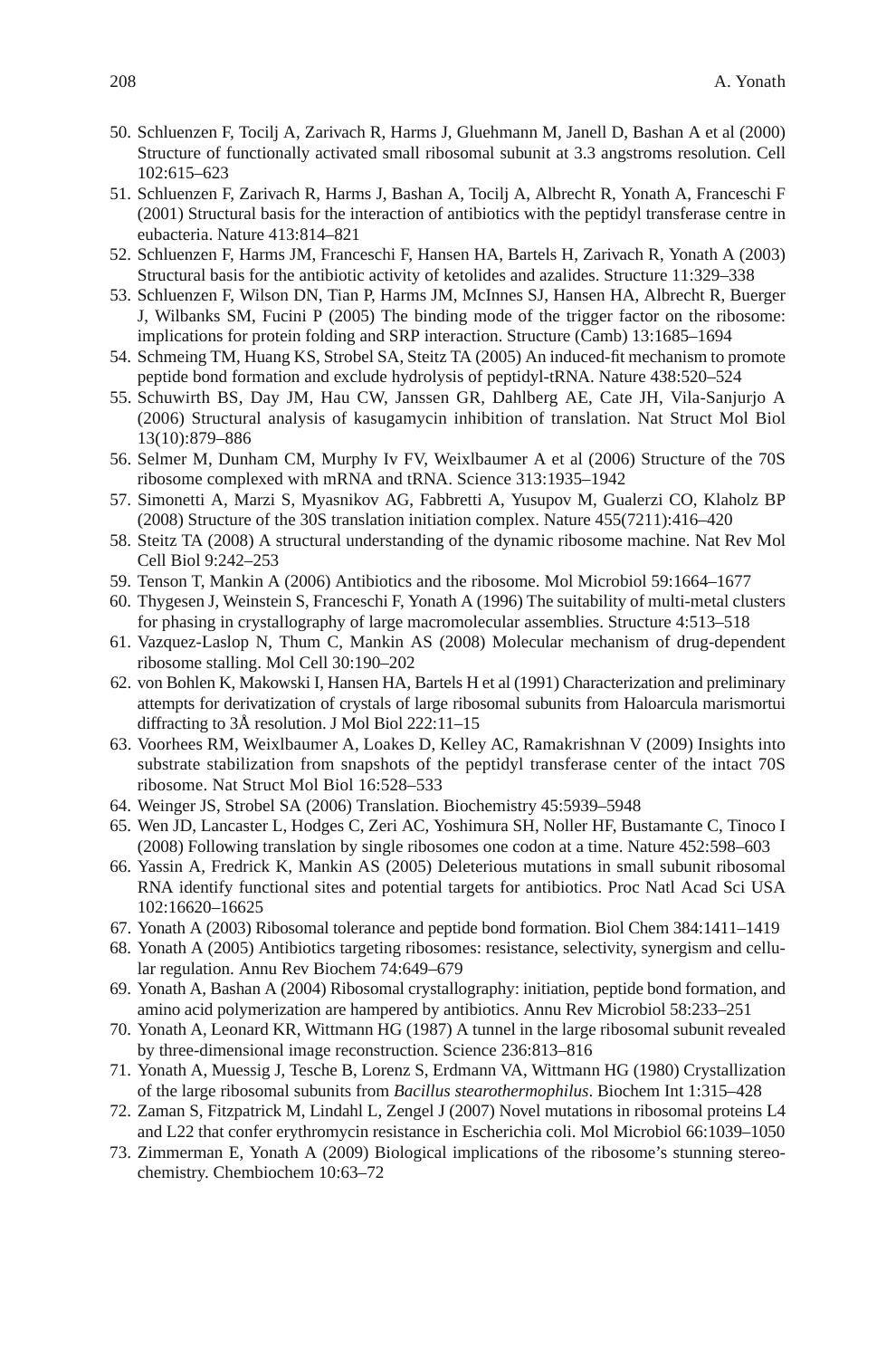50. Schluenzen F, Tocilj A, Zarivach R, Harms J, Gluehmann M, Janell D, Bashan A et al (2000) Structure of functionally activated small ribosomal subunit at 3.3 angstroms resolution. Cell 102:615–623
51. Schluenzen F, Zarivach R, Harms J, Bashan A, Tocilj A, Albrecht R, Yonath A, Franceschi F (2001) Structural basis for the interaction of antibiotics with the peptidyl transferase centre in eubacteria. Nature 413:814–821
52. Schluenzen F, Harms JM, Franceschi F, Hansen HA, Bartels H, Zarivach R, Yonath A (2003) Structural basis for the antibiotic activity of ketolides and azalides. Structure 11:329–338
53. Schluenzen F, Wilson DN, Tian P, Harms JM, McInnes SJ, Hansen HA, Albrecht R, Buerger J, Wilbanks SM, Fucini P (2005) The binding mode of the trigger factor on the ribosome: implications for protein folding and SRP interaction. Structure (Camb) 13:1685–1694
54. Schmeing TM, Huang KS, Strobel SA, Steitz TA (2005) An induced-fit mechanism to promote peptide bond formation and exclude hydrolysis of peptidyl-tRNA. Nature 438:520–524
55. Schuwirth BS, Day JM, Hau CW, Janssen GR, Dahlberg AE, Cate JH, Vila-Sanjurjo A (2006) Structural analysis of kasugamycin inhibition of translation. Nat Struct Mol Biol 13(10):879–886
56. Selmer M, Dunham CM, Murphy Iv FV, Weixlbaumer A et al (2006) Structure of the 70S ribosome complexed with mRNA and tRNA. Science 313:1935–1942
57. Simonetti A, Marzi S, Myasnikov AG, Fabbretti A, Yusupov M, Gualerzi CO, Klaholz BP (2008) Structure of the 30S translation initiation complex. Nature 455(7211):416–420
58. Steitz TA (2008) A structural understanding of the dynamic ribosome machine. Nat Rev Mol Cell Biol 9:242–253
59. Tenson T, Mankin A (2006) Antibiotics and the ribosome. Mol Microbiol 59:1664–1677
60. Thygesen J, Weinstein S, Franceschi F, Yonath A (1996) The suitability of multi-metal clusters for phasing in crystallography of large macromolecular assemblies. Structure 4:513–518
61. Vazquez-Laslop N, Thum C, Mankin AS (2008) Molecular mechanism of drug-dependent ribosome stalling. Mol Cell 30:190–202
62. von Bohlen K, Makowski I, Hansen HA, Bartels H et al (1991) Characterization and preliminary attempts for derivatization of crystals of large ribosomal subunits from Haloarcula marismortui diffracting to 3Å resolution. J Mol Biol 222:11–15
63. Voorhees RM, Weixlbaumer A, Loakes D, Kelley AC, Ramakrishnan V (2009) Insights into substrate stabilization from snapshots of the peptidyl transferase center of the intact 70S ribosome. Nat Struct Mol Biol 16:528–533
64. Weinger JS, Strobel SA (2006) Translation. Biochemistry 45:5939–5948
65. Wen JD, Lancaster L, Hodges C, Zeri AC, Yoshimura SH, Noller HF, Bustamante C, Tinoco I (2008) Following translation by single ribosomes one codon at a time. Nature 452:598–603
66. Yassin A, Fredrick K, Mankin AS (2005) Deleterious mutations in small subunit ribosomal RNA identify functional sites and potential targets for antibiotics. Proc Natl Acad Sci USA 102:16620–16625
67. Yonath A (2003) Ribosomal tolerance and peptide bond formation. Biol Chem 384:1411–1419
68. Yonath A (2005) Antibiotics targeting ribosomes: resistance, selectivity, synergism and cellular regulation. Annu Rev Biochem 74:649–679
69. Yonath A, Bashan A (2004) Ribosomal crystallography: initiation, peptide bond formation, and amino acid polymerization are hampered by antibiotics. Annu Rev Microbiol 58:233–251
70. Yonath A, Leonard KR, Wittmann HG (1987) A tunnel in the large ribosomal subunit revealed by three-dimensional image reconstruction. Science 236:813–816
71. Yonath A, Muessig J, Tesche B, Lorenz S, Erdmann VA, Wittmann HG (1980) Crystallization of the large ribosomal subunits from *Bacillus stearothermophilus*. Biochem Int 1:315–428
72. Zaman S, Fitzpatrick M, Lindahl L, Zengel J (2007) Novel mutations in ribosomal proteins L4 and L22 that confer erythromycin resistance in Escherichia coli. Mol Microbiol 66:1039–1050
73. Zimmerman E, Yonath A (2009) Biological implications of the ribosome's stunning stereochemistry. Chembiochem 10:63–72